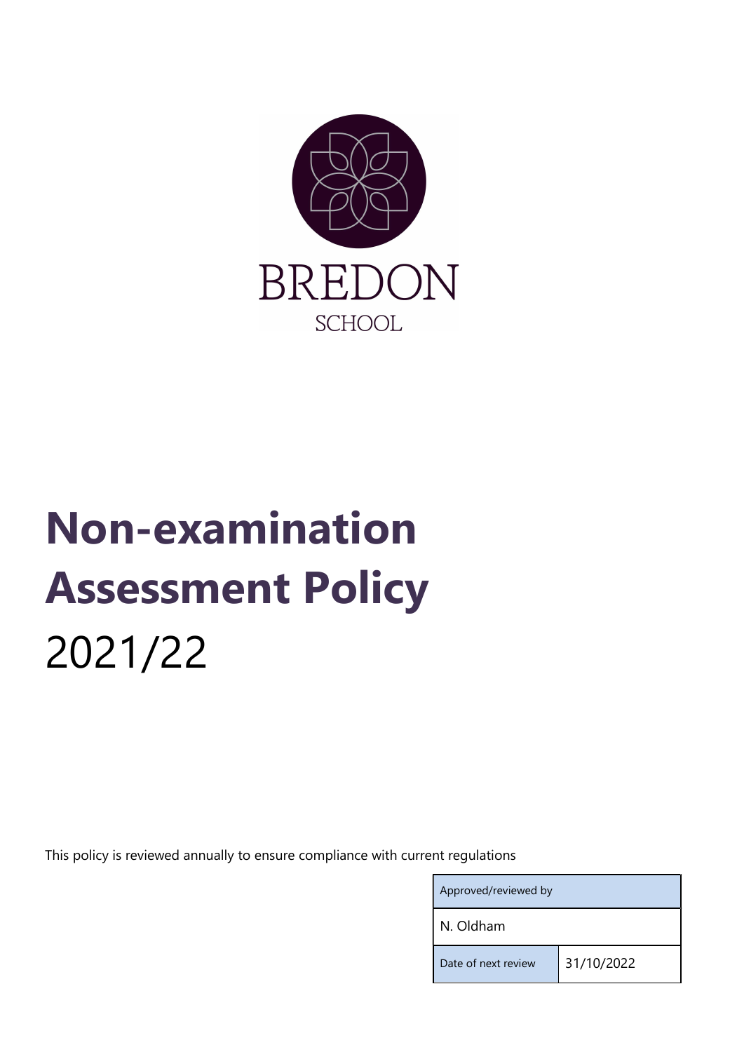BREDON

SCHOOL

# Non-examination Assessment Policy

2021/22

This policy is reviewed annually to ensure compliance with current regulations

| Approved/reviewed by | |
|---|---|
| N. Oldham | |
| Date of next review | 31/10/2022 |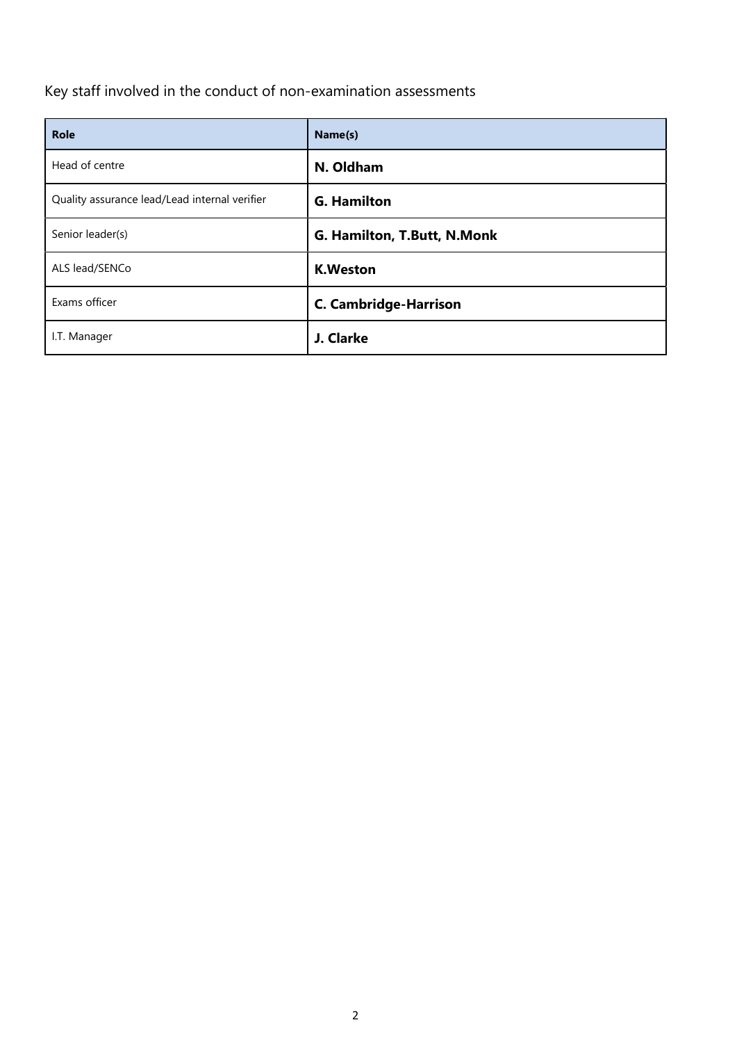Key staff involved in the conduct of non-examination assessments

| Role | Name(s) |
|---|---|
| Head of centre | **N. Oldham** |
| Quality assurance lead/Lead internal verifier | **G. Hamilton** |
| Senior leader(s) | **G. Hamilton, T.Butt, N.Monk** |
| ALS lead/SENCo | **K.Weston** |
| Exams officer | **C. Cambridge-Harrison** |
| I.T. Manager | **J. Clarke** |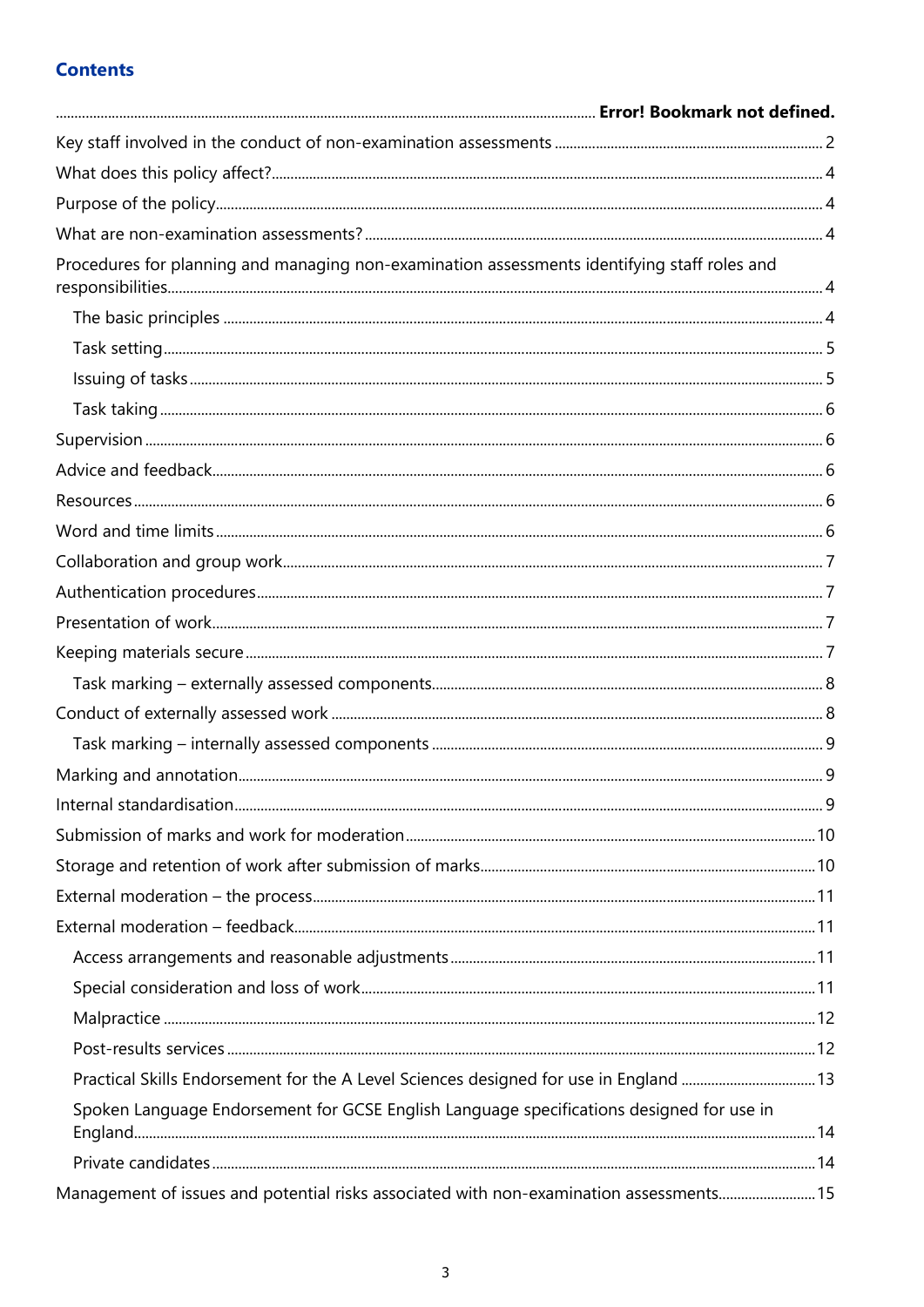## Contents

.......... **Error! Bookmark not defined.**

Key staff involved in the conduct of non-examination assessments .......... 2

What does this policy affect? .......... 4

Purpose of the policy .......... 4

What are non-examination assessments? .......... 4

Procedures for planning and managing non-examination assessments identifying staff roles and responsibilities .......... 4

- The basic principles .......... 4
- Task setting .......... 5
- Issuing of tasks .......... 5
- Task taking .......... 6

Supervision .......... 6

Advice and feedback .......... 6

Resources .......... 6

Word and time limits .......... 6

Collaboration and group work .......... 7

Authentication procedures .......... 7

Presentation of work .......... 7

Keeping materials secure .......... 7

- Task marking – externally assessed components .......... 8

Conduct of externally assessed work .......... 8

- Task marking – internally assessed components .......... 9

Marking and annotation .......... 9

Internal standardisation .......... 9

Submission of marks and work for moderation .......... 10

Storage and retention of work after submission of marks .......... 10

External moderation – the process .......... 11

External moderation – feedback .......... 11

- Access arrangements and reasonable adjustments .......... 11
- Special consideration and loss of work .......... 11
- Malpractice .......... 12
- Post-results services .......... 12
- Practical Skills Endorsement for the A Level Sciences designed for use in England .......... 13
- Spoken Language Endorsement for GCSE English Language specifications designed for use in England .......... 14
- Private candidates .......... 14

Management of issues and potential risks associated with non-examination assessments .......... 15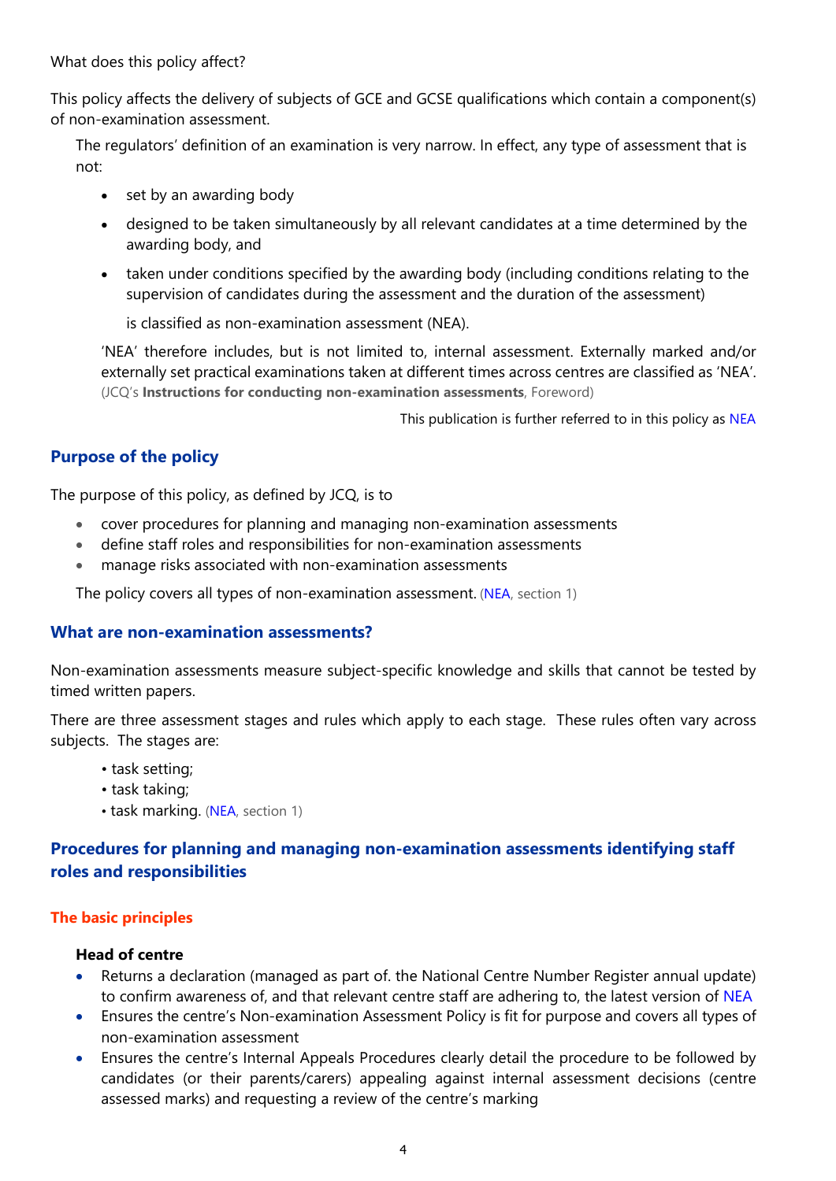What does this policy affect?

This policy affects the delivery of subjects of GCE and GCSE qualifications which contain a component(s) of non-examination assessment.

The regulators' definition of an examination is very narrow. In effect, any type of assessment that is not:

- set by an awarding body
- designed to be taken simultaneously by all relevant candidates at a time determined by the awarding body, and
- taken under conditions specified by the awarding body (including conditions relating to the supervision of candidates during the assessment and the duration of the assessment)

  is classified as non-examination assessment (NEA).

'NEA' therefore includes, but is not limited to, internal assessment. Externally marked and/or externally set practical examinations taken at different times across centres are classified as 'NEA'. (JCQ's **Instructions for conducting non-examination assessments**, Foreword)

This publication is further referred to in this policy as NEA

## Purpose of the policy

The purpose of this policy, as defined by JCQ, is to

- cover procedures for planning and managing non-examination assessments
- define staff roles and responsibilities for non-examination assessments
- manage risks associated with non-examination assessments

The policy covers all types of non-examination assessment. (NEA, section 1)

### What are non-examination assessments?

Non-examination assessments measure subject-specific knowledge and skills that cannot be tested by timed written papers.

There are three assessment stages and rules which apply to each stage. These rules often vary across subjects. The stages are:

- task setting;
- task taking;
- task marking. (NEA, section 1)

## Procedures for planning and managing non-examination assessments identifying staff roles and responsibilities

### The basic principles

**Head of centre**

- Returns a declaration (managed as part of. the National Centre Number Register annual update) to confirm awareness of, and that relevant centre staff are adhering to, the latest version of NEA
- Ensures the centre's Non-examination Assessment Policy is fit for purpose and covers all types of non-examination assessment
- Ensures the centre's Internal Appeals Procedures clearly detail the procedure to be followed by candidates (or their parents/carers) appealing against internal assessment decisions (centre assessed marks) and requesting a review of the centre's marking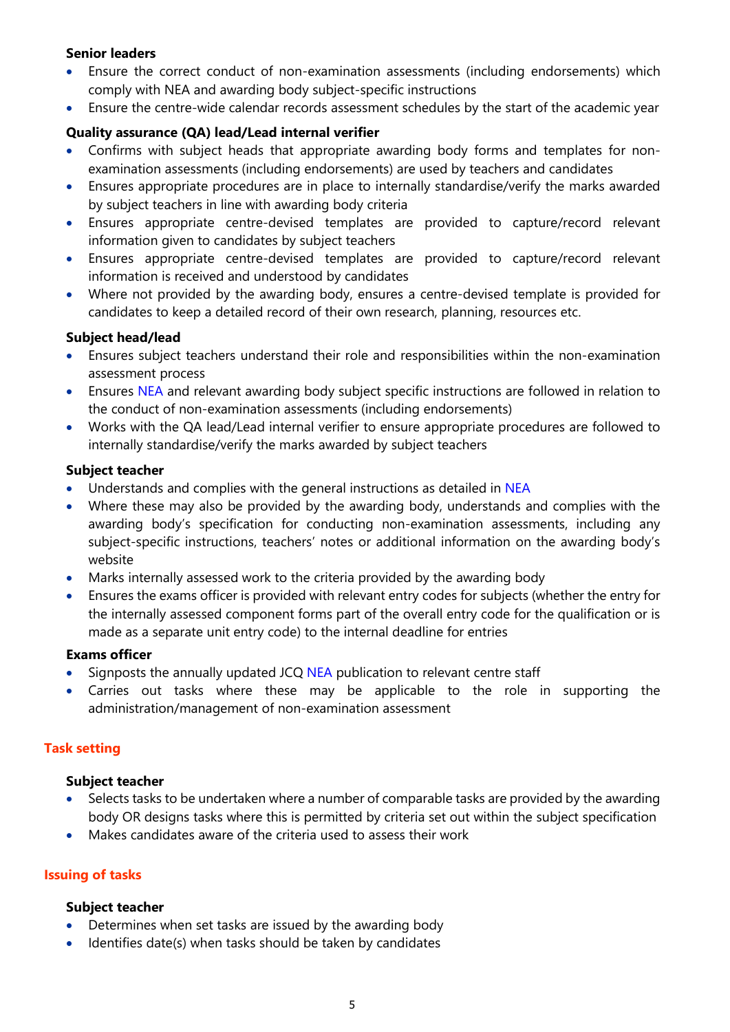**Senior leaders**

- Ensure the correct conduct of non-examination assessments (including endorsements) which comply with NEA and awarding body subject-specific instructions
- Ensure the centre-wide calendar records assessment schedules by the start of the academic year

**Quality assurance (QA) lead/Lead internal verifier**

- Confirms with subject heads that appropriate awarding body forms and templates for non-examination assessments (including endorsements) are used by teachers and candidates
- Ensures appropriate procedures are in place to internally standardise/verify the marks awarded by subject teachers in line with awarding body criteria
- Ensures appropriate centre-devised templates are provided to capture/record relevant information given to candidates by subject teachers
- Ensures appropriate centre-devised templates are provided to capture/record relevant information is received and understood by candidates
- Where not provided by the awarding body, ensures a centre-devised template is provided for candidates to keep a detailed record of their own research, planning, resources etc.

**Subject head/lead**

- Ensures subject teachers understand their role and responsibilities within the non-examination assessment process
- Ensures NEA and relevant awarding body subject specific instructions are followed in relation to the conduct of non-examination assessments (including endorsements)
- Works with the QA lead/Lead internal verifier to ensure appropriate procedures are followed to internally standardise/verify the marks awarded by subject teachers

**Subject teacher**

- Understands and complies with the general instructions as detailed in NEA
- Where these may also be provided by the awarding body, understands and complies with the awarding body's specification for conducting non-examination assessments, including any subject-specific instructions, teachers' notes or additional information on the awarding body's website
- Marks internally assessed work to the criteria provided by the awarding body
- Ensures the exams officer is provided with relevant entry codes for subjects (whether the entry for the internally assessed component forms part of the overall entry code for the qualification or is made as a separate unit entry code) to the internal deadline for entries

**Exams officer**

- Signposts the annually updated JCQ NEA publication to relevant centre staff
- Carries out tasks where these may be applicable to the role in supporting the administration/management of non-examination assessment

## Task setting

**Subject teacher**

- Selects tasks to be undertaken where a number of comparable tasks are provided by the awarding body OR designs tasks where this is permitted by criteria set out within the subject specification
- Makes candidates aware of the criteria used to assess their work

## Issuing of tasks

**Subject teacher**

- Determines when set tasks are issued by the awarding body
- Identifies date(s) when tasks should be taken by candidates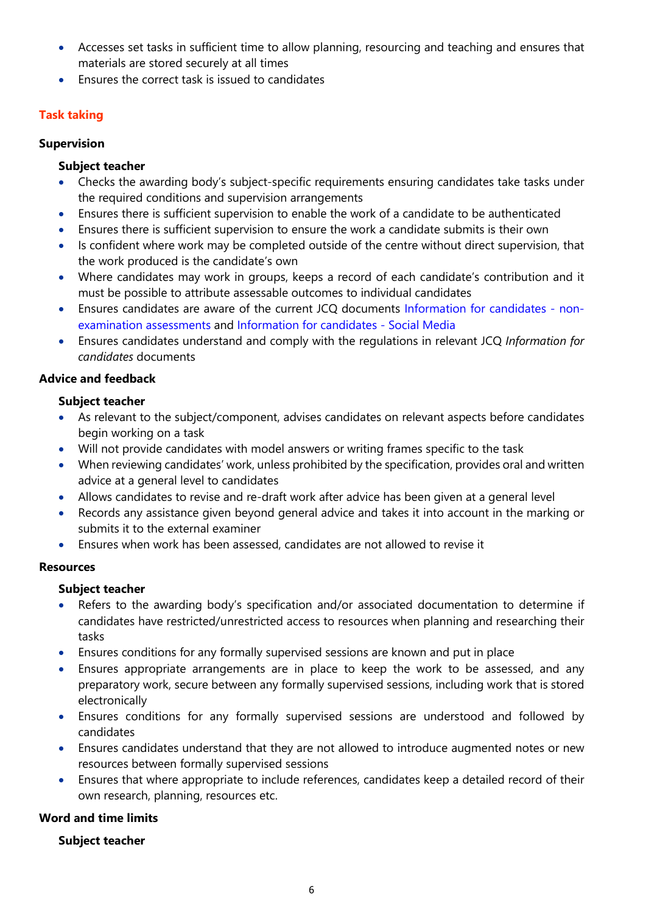- Accesses set tasks in sufficient time to allow planning, resourcing and teaching and ensures that materials are stored securely at all times
- Ensures the correct task is issued to candidates

## Task taking

### Supervision

**Subject teacher**

- Checks the awarding body's subject-specific requirements ensuring candidates take tasks under the required conditions and supervision arrangements
- Ensures there is sufficient supervision to enable the work of a candidate to be authenticated
- Ensures there is sufficient supervision to ensure the work a candidate submits is their own
- Is confident where work may be completed outside of the centre without direct supervision, that the work produced is the candidate's own
- Where candidates may work in groups, keeps a record of each candidate's contribution and it must be possible to attribute assessable outcomes to individual candidates
- Ensures candidates are aware of the current JCQ documents Information for candidates - non-examination assessments and Information for candidates - Social Media
- Ensures candidates understand and comply with the regulations in relevant JCQ *Information for candidates* documents

### Advice and feedback

**Subject teacher**

- As relevant to the subject/component, advises candidates on relevant aspects before candidates begin working on a task
- Will not provide candidates with model answers or writing frames specific to the task
- When reviewing candidates' work, unless prohibited by the specification, provides oral and written advice at a general level to candidates
- Allows candidates to revise and re-draft work after advice has been given at a general level
- Records any assistance given beyond general advice and takes it into account in the marking or submits it to the external examiner
- Ensures when work has been assessed, candidates are not allowed to revise it

### Resources

**Subject teacher**

- Refers to the awarding body's specification and/or associated documentation to determine if candidates have restricted/unrestricted access to resources when planning and researching their tasks
- Ensures conditions for any formally supervised sessions are known and put in place
- Ensures appropriate arrangements are in place to keep the work to be assessed, and any preparatory work, secure between any formally supervised sessions, including work that is stored electronically
- Ensures conditions for any formally supervised sessions are understood and followed by candidates
- Ensures candidates understand that they are not allowed to introduce augmented notes or new resources between formally supervised sessions
- Ensures that where appropriate to include references, candidates keep a detailed record of their own research, planning, resources etc.

### Word and time limits

**Subject teacher**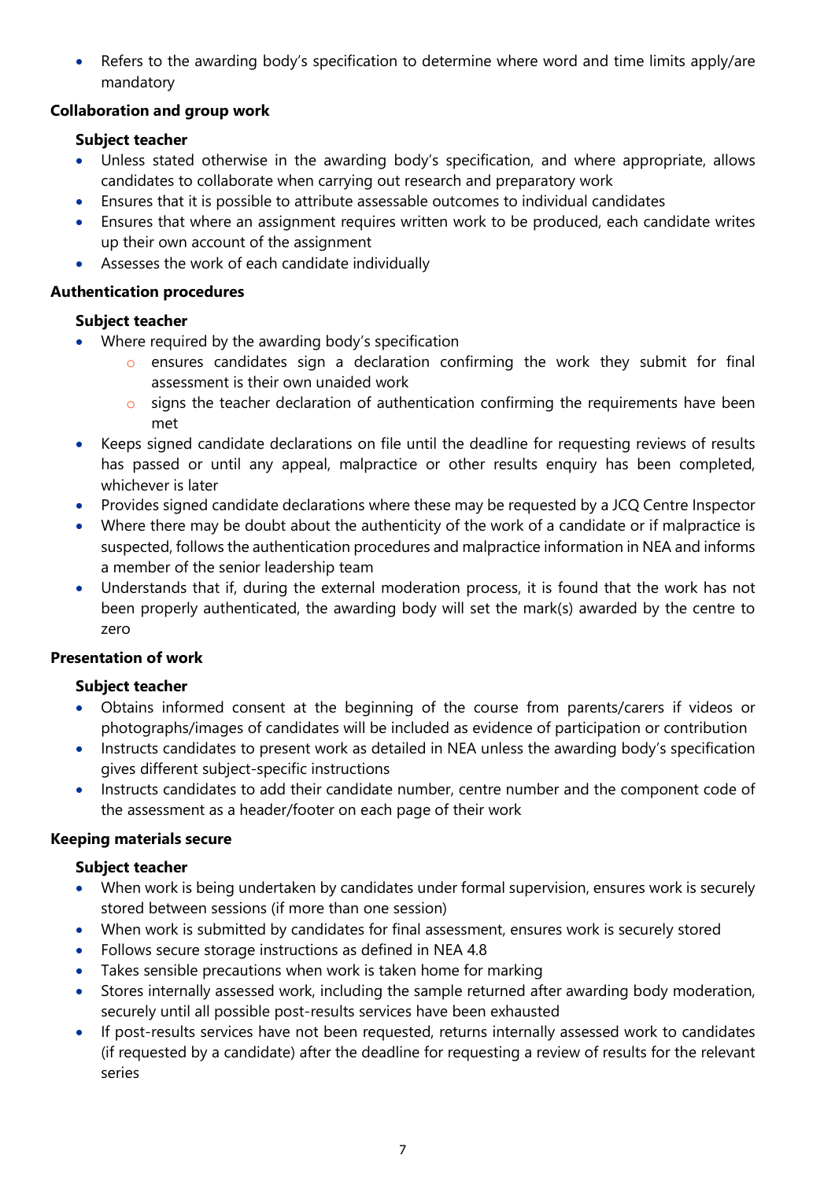- Refers to the awarding body's specification to determine where word and time limits apply/are mandatory

**Collaboration and group work**

**Subject teacher**

- Unless stated otherwise in the awarding body's specification, and where appropriate, allows candidates to collaborate when carrying out research and preparatory work
- Ensures that it is possible to attribute assessable outcomes to individual candidates
- Ensures that where an assignment requires written work to be produced, each candidate writes up their own account of the assignment
- Assesses the work of each candidate individually

**Authentication procedures**

**Subject teacher**

- Where required by the awarding body's specification
    - ensures candidates sign a declaration confirming the work they submit for final assessment is their own unaided work
    - signs the teacher declaration of authentication confirming the requirements have been met
- Keeps signed candidate declarations on file until the deadline for requesting reviews of results has passed or until any appeal, malpractice or other results enquiry has been completed, whichever is later
- Provides signed candidate declarations where these may be requested by a JCQ Centre Inspector
- Where there may be doubt about the authenticity of the work of a candidate or if malpractice is suspected, follows the authentication procedures and malpractice information in NEA and informs a member of the senior leadership team
- Understands that if, during the external moderation process, it is found that the work has not been properly authenticated, the awarding body will set the mark(s) awarded by the centre to zero

**Presentation of work**

**Subject teacher**

- Obtains informed consent at the beginning of the course from parents/carers if videos or photographs/images of candidates will be included as evidence of participation or contribution
- Instructs candidates to present work as detailed in NEA unless the awarding body's specification gives different subject-specific instructions
- Instructs candidates to add their candidate number, centre number and the component code of the assessment as a header/footer on each page of their work

**Keeping materials secure**

**Subject teacher**

- When work is being undertaken by candidates under formal supervision, ensures work is securely stored between sessions (if more than one session)
- When work is submitted by candidates for final assessment, ensures work is securely stored
- Follows secure storage instructions as defined in NEA 4.8
- Takes sensible precautions when work is taken home for marking
- Stores internally assessed work, including the sample returned after awarding body moderation, securely until all possible post-results services have been exhausted
- If post-results services have not been requested, returns internally assessed work to candidates (if requested by a candidate) after the deadline for requesting a review of results for the relevant series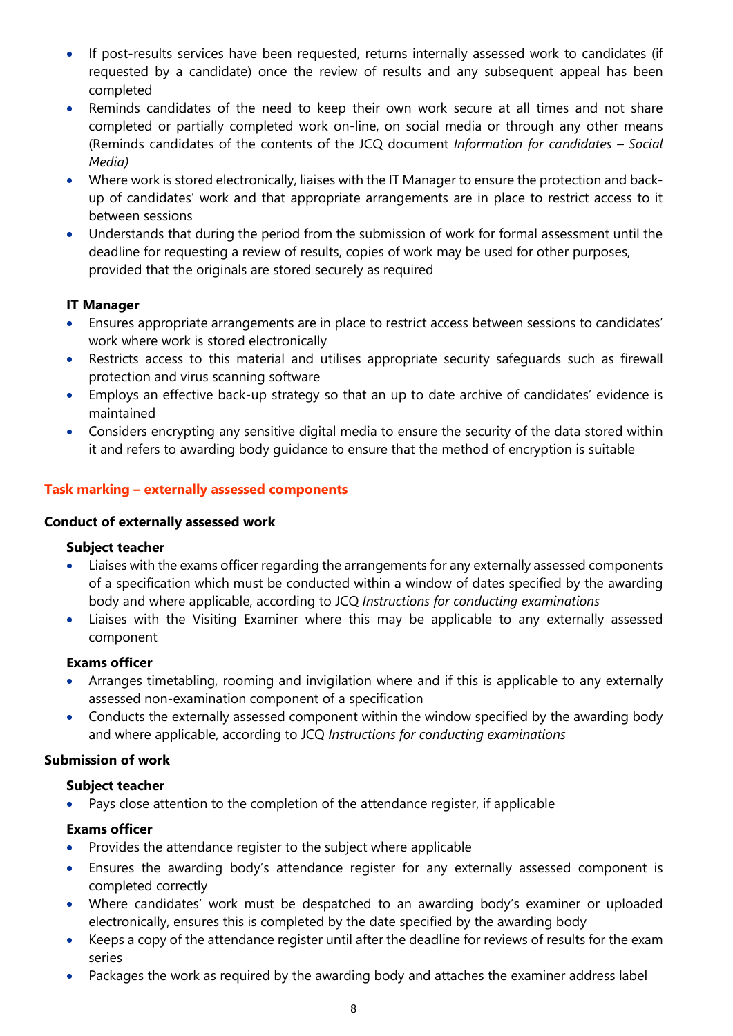- If post-results services have been requested, returns internally assessed work to candidates (if requested by a candidate) once the review of results and any subsequent appeal has been completed
- Reminds candidates of the need to keep their own work secure at all times and not share completed or partially completed work on-line, on social media or through any other means (Reminds candidates of the contents of the JCQ document *Information for candidates – Social Media)*
- Where work is stored electronically, liaises with the IT Manager to ensure the protection and back-up of candidates' work and that appropriate arrangements are in place to restrict access to it between sessions
- Understands that during the period from the submission of work for formal assessment until the deadline for requesting a review of results, copies of work may be used for other purposes, provided that the originals are stored securely as required

**IT Manager**

- Ensures appropriate arrangements are in place to restrict access between sessions to candidates' work where work is stored electronically
- Restricts access to this material and utilises appropriate security safeguards such as firewall protection and virus scanning software
- Employs an effective back-up strategy so that an up to date archive of candidates' evidence is maintained
- Considers encrypting any sensitive digital media to ensure the security of the data stored within it and refers to awarding body guidance to ensure that the method of encryption is suitable

## Task marking – externally assessed components

### Conduct of externally assessed work

**Subject teacher**

- Liaises with the exams officer regarding the arrangements for any externally assessed components of a specification which must be conducted within a window of dates specified by the awarding body and where applicable, according to JCQ *Instructions for conducting examinations*
- Liaises with the Visiting Examiner where this may be applicable to any externally assessed component

**Exams officer**

- Arranges timetabling, rooming and invigilation where and if this is applicable to any externally assessed non-examination component of a specification
- Conducts the externally assessed component within the window specified by the awarding body and where applicable, according to JCQ *Instructions for conducting examinations*

### Submission of work

**Subject teacher**

- Pays close attention to the completion of the attendance register, if applicable

**Exams officer**

- Provides the attendance register to the subject where applicable
- Ensures the awarding body's attendance register for any externally assessed component is completed correctly
- Where candidates' work must be despatched to an awarding body's examiner or uploaded electronically, ensures this is completed by the date specified by the awarding body
- Keeps a copy of the attendance register until after the deadline for reviews of results for the exam series
- Packages the work as required by the awarding body and attaches the examiner address label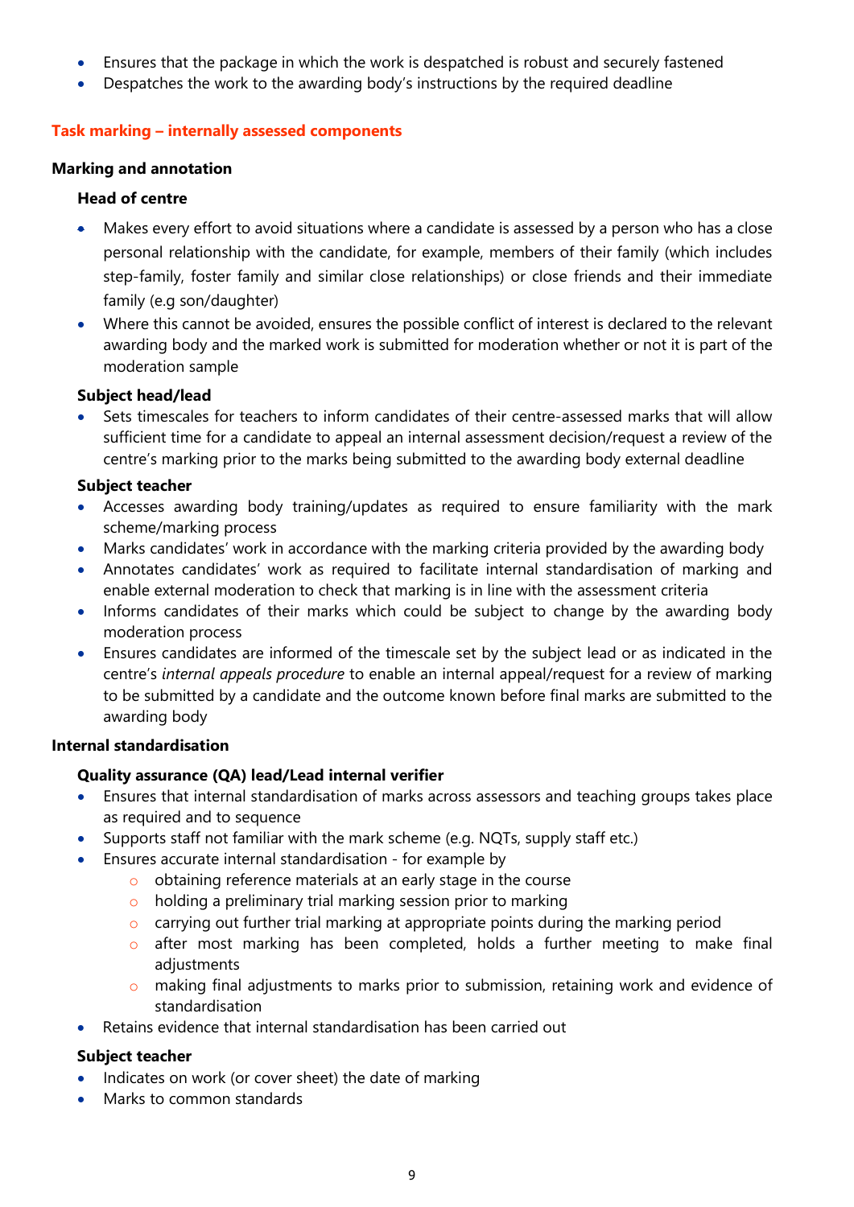- Ensures that the package in which the work is despatched is robust and securely fastened
- Despatches the work to the awarding body's instructions by the required deadline

## Task marking – internally assessed components

### Marking and annotation

#### Head of centre

- Makes every effort to avoid situations where a candidate is assessed by a person who has a close personal relationship with the candidate, for example, members of their family (which includes step-family, foster family and similar close relationships) or close friends and their immediate family (e.g son/daughter)
- Where this cannot be avoided, ensures the possible conflict of interest is declared to the relevant awarding body and the marked work is submitted for moderation whether or not it is part of the moderation sample

#### Subject head/lead

- Sets timescales for teachers to inform candidates of their centre-assessed marks that will allow sufficient time for a candidate to appeal an internal assessment decision/request a review of the centre's marking prior to the marks being submitted to the awarding body external deadline

#### Subject teacher

- Accesses awarding body training/updates as required to ensure familiarity with the mark scheme/marking process
- Marks candidates' work in accordance with the marking criteria provided by the awarding body
- Annotates candidates' work as required to facilitate internal standardisation of marking and enable external moderation to check that marking is in line with the assessment criteria
- Informs candidates of their marks which could be subject to change by the awarding body moderation process
- Ensures candidates are informed of the timescale set by the subject lead or as indicated in the centre's *internal appeals procedure* to enable an internal appeal/request for a review of marking to be submitted by a candidate and the outcome known before final marks are submitted to the awarding body

### Internal standardisation

#### Quality assurance (QA) lead/Lead internal verifier

- Ensures that internal standardisation of marks across assessors and teaching groups takes place as required and to sequence
- Supports staff not familiar with the mark scheme (e.g. NQTs, supply staff etc.)
- Ensures accurate internal standardisation - for example by
  - obtaining reference materials at an early stage in the course
  - holding a preliminary trial marking session prior to marking
  - carrying out further trial marking at appropriate points during the marking period
  - after most marking has been completed, holds a further meeting to make final adjustments
  - making final adjustments to marks prior to submission, retaining work and evidence of standardisation
- Retains evidence that internal standardisation has been carried out

#### Subject teacher

- Indicates on work (or cover sheet) the date of marking
- Marks to common standards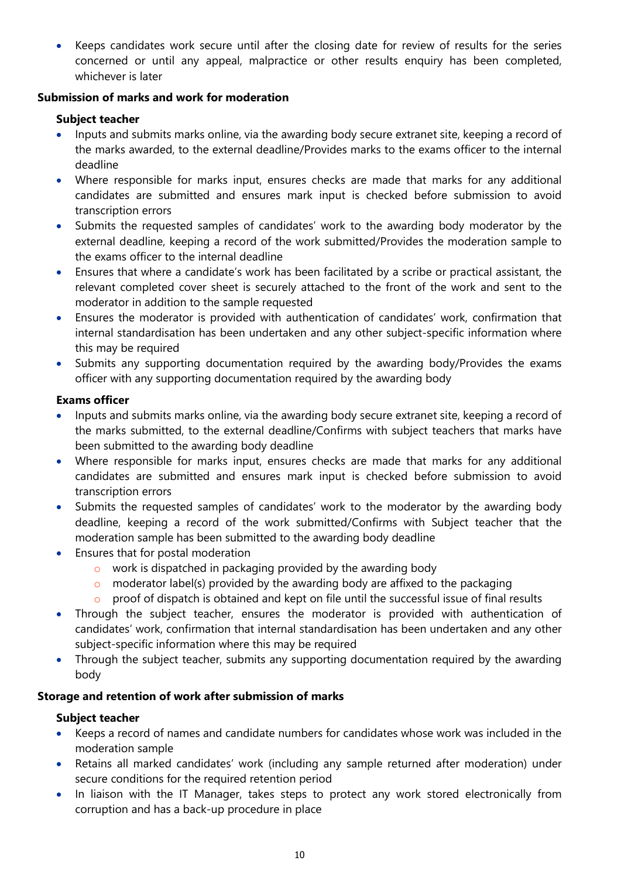- Keeps candidates work secure until after the closing date for review of results for the series concerned or until any appeal, malpractice or other results enquiry has been completed, whichever is later

**Submission of marks and work for moderation**

**Subject teacher**

- Inputs and submits marks online, via the awarding body secure extranet site, keeping a record of the marks awarded, to the external deadline/Provides marks to the exams officer to the internal deadline
- Where responsible for marks input, ensures checks are made that marks for any additional candidates are submitted and ensures mark input is checked before submission to avoid transcription errors
- Submits the requested samples of candidates' work to the awarding body moderator by the external deadline, keeping a record of the work submitted/Provides the moderation sample to the exams officer to the internal deadline
- Ensures that where a candidate's work has been facilitated by a scribe or practical assistant, the relevant completed cover sheet is securely attached to the front of the work and sent to the moderator in addition to the sample requested
- Ensures the moderator is provided with authentication of candidates' work, confirmation that internal standardisation has been undertaken and any other subject-specific information where this may be required
- Submits any supporting documentation required by the awarding body/Provides the exams officer with any supporting documentation required by the awarding body

**Exams officer**

- Inputs and submits marks online, via the awarding body secure extranet site, keeping a record of the marks submitted, to the external deadline/Confirms with subject teachers that marks have been submitted to the awarding body deadline
- Where responsible for marks input, ensures checks are made that marks for any additional candidates are submitted and ensures mark input is checked before submission to avoid transcription errors
- Submits the requested samples of candidates' work to the moderator by the awarding body deadline, keeping a record of the work submitted/Confirms with Subject teacher that the moderation sample has been submitted to the awarding body deadline
- Ensures that for postal moderation
    - work is dispatched in packaging provided by the awarding body
    - moderator label(s) provided by the awarding body are affixed to the packaging
    - proof of dispatch is obtained and kept on file until the successful issue of final results
- Through the subject teacher, ensures the moderator is provided with authentication of candidates' work, confirmation that internal standardisation has been undertaken and any other subject-specific information where this may be required
- Through the subject teacher, submits any supporting documentation required by the awarding body

**Storage and retention of work after submission of marks**

**Subject teacher**

- Keeps a record of names and candidate numbers for candidates whose work was included in the moderation sample
- Retains all marked candidates' work (including any sample returned after moderation) under secure conditions for the required retention period
- In liaison with the IT Manager, takes steps to protect any work stored electronically from corruption and has a back-up procedure in place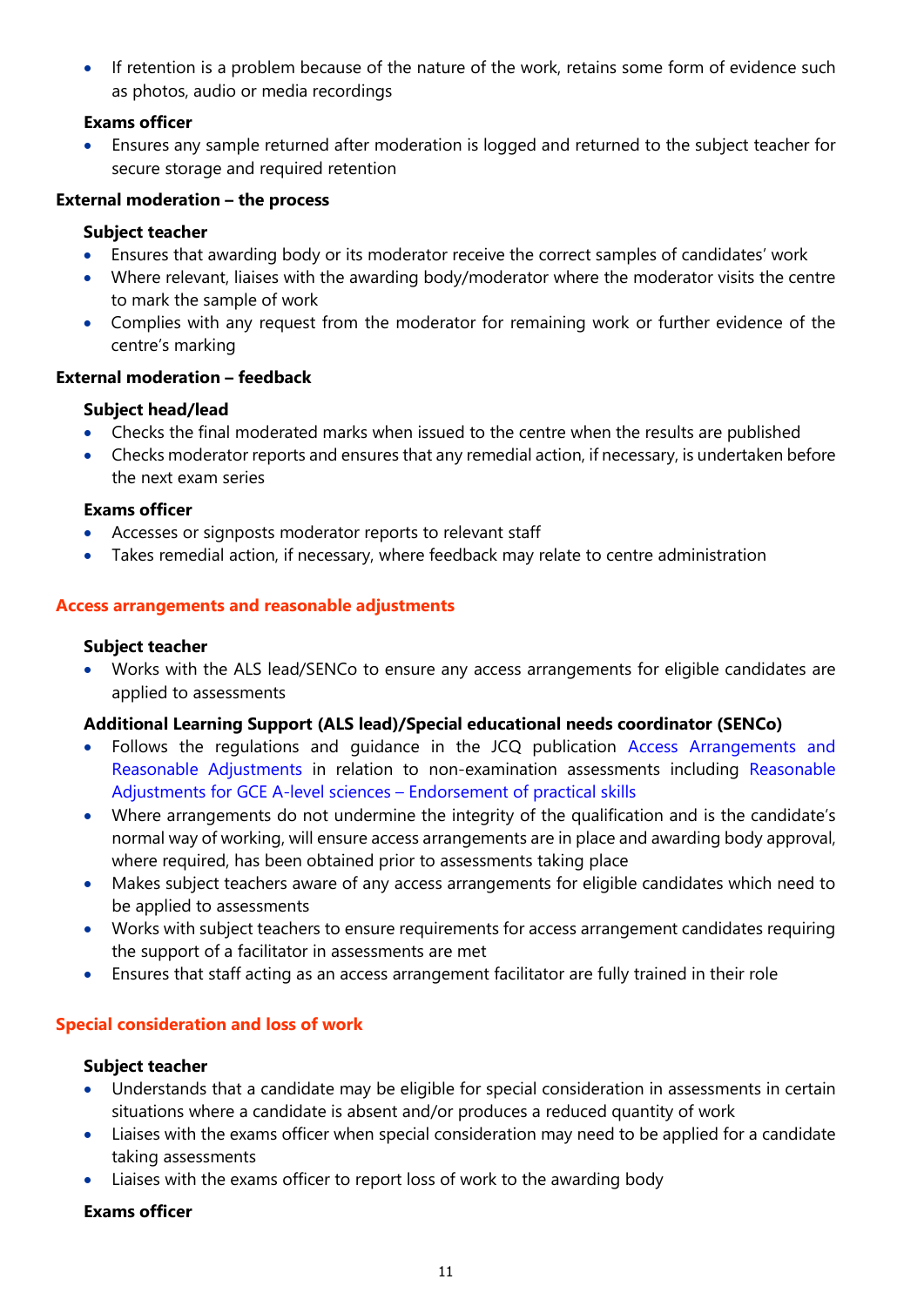- If retention is a problem because of the nature of the work, retains some form of evidence such as photos, audio or media recordings

**Exams officer**

- Ensures any sample returned after moderation is logged and returned to the subject teacher for secure storage and required retention

**External moderation – the process**

**Subject teacher**

- Ensures that awarding body or its moderator receive the correct samples of candidates' work
- Where relevant, liaises with the awarding body/moderator where the moderator visits the centre to mark the sample of work
- Complies with any request from the moderator for remaining work or further evidence of the centre's marking

**External moderation – feedback**

**Subject head/lead**

- Checks the final moderated marks when issued to the centre when the results are published
- Checks moderator reports and ensures that any remedial action, if necessary, is undertaken before the next exam series

**Exams officer**

- Accesses or signposts moderator reports to relevant staff
- Takes remedial action, if necessary, where feedback may relate to centre administration

## Access arrangements and reasonable adjustments

**Subject teacher**

- Works with the ALS lead/SENCo to ensure any access arrangements for eligible candidates are applied to assessments

**Additional Learning Support (ALS lead)/Special educational needs coordinator (SENCo)**

- Follows the regulations and guidance in the JCQ publication Access Arrangements and Reasonable Adjustments in relation to non-examination assessments including Reasonable Adjustments for GCE A-level sciences – Endorsement of practical skills
- Where arrangements do not undermine the integrity of the qualification and is the candidate's normal way of working, will ensure access arrangements are in place and awarding body approval, where required, has been obtained prior to assessments taking place
- Makes subject teachers aware of any access arrangements for eligible candidates which need to be applied to assessments
- Works with subject teachers to ensure requirements for access arrangement candidates requiring the support of a facilitator in assessments are met
- Ensures that staff acting as an access arrangement facilitator are fully trained in their role

## Special consideration and loss of work

**Subject teacher**

- Understands that a candidate may be eligible for special consideration in assessments in certain situations where a candidate is absent and/or produces a reduced quantity of work
- Liaises with the exams officer when special consideration may need to be applied for a candidate taking assessments
- Liaises with the exams officer to report loss of work to the awarding body

**Exams officer**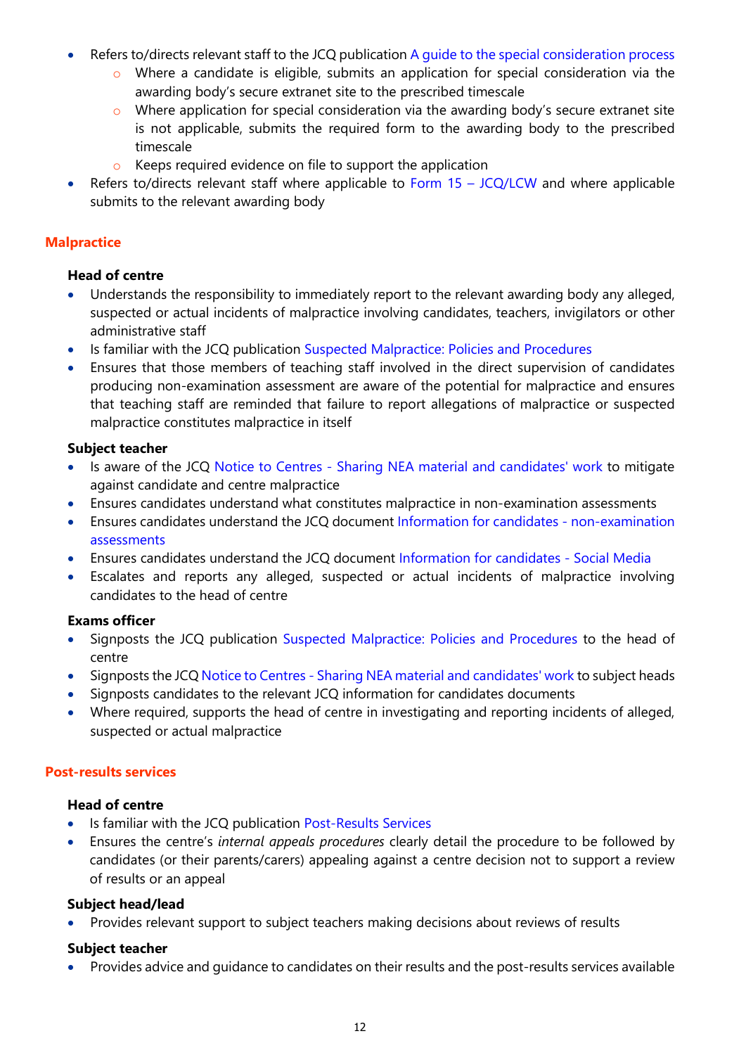- Refers to/directs relevant staff to the JCQ publication A guide to the special consideration process
    - Where a candidate is eligible, submits an application for special consideration via the awarding body's secure extranet site to the prescribed timescale
    - Where application for special consideration via the awarding body's secure extranet site is not applicable, submits the required form to the awarding body to the prescribed timescale
    - Keeps required evidence on file to support the application
- Refers to/directs relevant staff where applicable to Form 15 – JCQ/LCW and where applicable submits to the relevant awarding body

## Malpractice

### Head of centre

- Understands the responsibility to immediately report to the relevant awarding body any alleged, suspected or actual incidents of malpractice involving candidates, teachers, invigilators or other administrative staff
- Is familiar with the JCQ publication Suspected Malpractice: Policies and Procedures
- Ensures that those members of teaching staff involved in the direct supervision of candidates producing non-examination assessment are aware of the potential for malpractice and ensures that teaching staff are reminded that failure to report allegations of malpractice or suspected malpractice constitutes malpractice in itself

### Subject teacher

- Is aware of the JCQ Notice to Centres - Sharing NEA material and candidates' work to mitigate against candidate and centre malpractice
- Ensures candidates understand what constitutes malpractice in non-examination assessments
- Ensures candidates understand the JCQ document Information for candidates - non-examination assessments
- Ensures candidates understand the JCQ document Information for candidates - Social Media
- Escalates and reports any alleged, suspected or actual incidents of malpractice involving candidates to the head of centre

### Exams officer

- Signposts the JCQ publication Suspected Malpractice: Policies and Procedures to the head of centre
- Signposts the JCQ Notice to Centres - Sharing NEA material and candidates' work to subject heads
- Signposts candidates to the relevant JCQ information for candidates documents
- Where required, supports the head of centre in investigating and reporting incidents of alleged, suspected or actual malpractice

## Post-results services

### Head of centre

- Is familiar with the JCQ publication Post-Results Services
- Ensures the centre's *internal appeals procedures* clearly detail the procedure to be followed by candidates (or their parents/carers) appealing against a centre decision not to support a review of results or an appeal

### Subject head/lead

- Provides relevant support to subject teachers making decisions about reviews of results

### Subject teacher

- Provides advice and guidance to candidates on their results and the post-results services available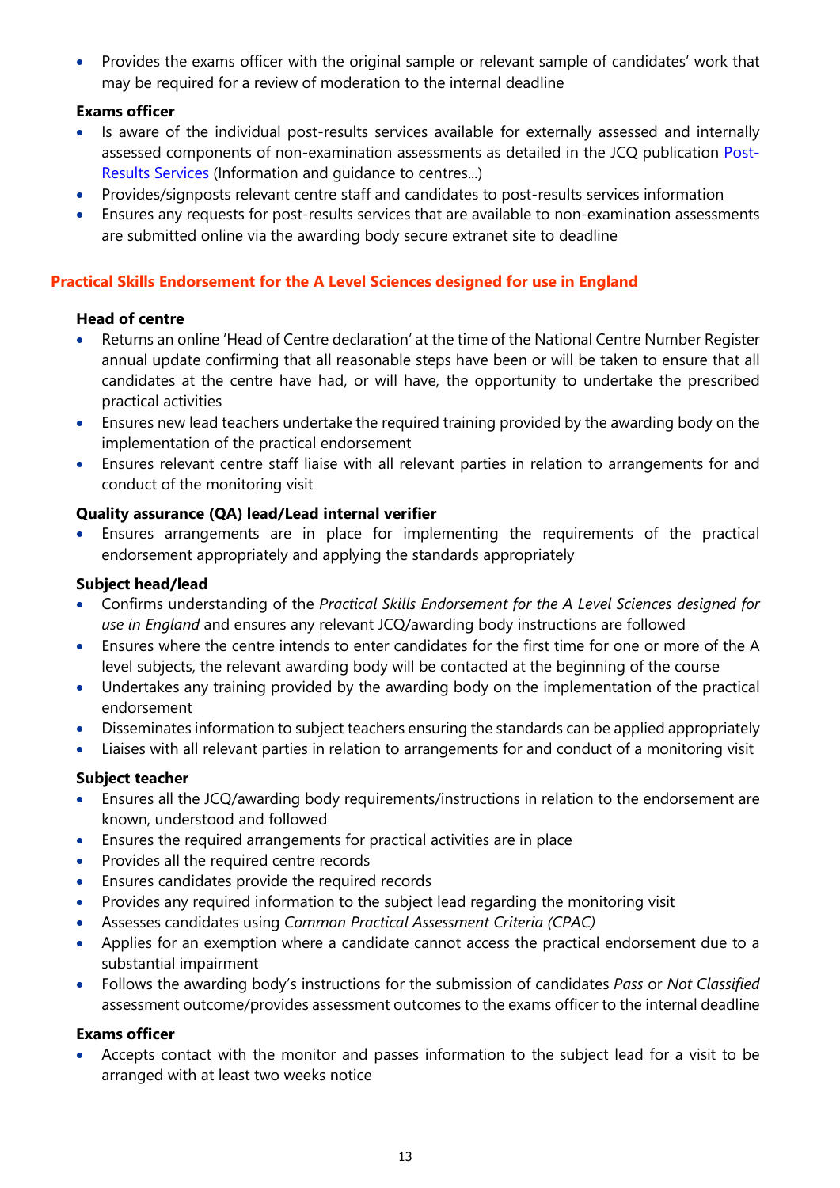- Provides the exams officer with the original sample or relevant sample of candidates' work that may be required for a review of moderation to the internal deadline

**Exams officer**

- Is aware of the individual post-results services available for externally assessed and internally assessed components of non-examination assessments as detailed in the JCQ publication Post-Results Services (Information and guidance to centres...)
- Provides/signposts relevant centre staff and candidates to post-results services information
- Ensures any requests for post-results services that are available to non-examination assessments are submitted online via the awarding body secure extranet site to deadline

## Practical Skills Endorsement for the A Level Sciences designed for use in England

**Head of centre**

- Returns an online 'Head of Centre declaration' at the time of the National Centre Number Register annual update confirming that all reasonable steps have been or will be taken to ensure that all candidates at the centre have had, or will have, the opportunity to undertake the prescribed practical activities
- Ensures new lead teachers undertake the required training provided by the awarding body on the implementation of the practical endorsement
- Ensures relevant centre staff liaise with all relevant parties in relation to arrangements for and conduct of the monitoring visit

**Quality assurance (QA) lead/Lead internal verifier**

- Ensures arrangements are in place for implementing the requirements of the practical endorsement appropriately and applying the standards appropriately

**Subject head/lead**

- Confirms understanding of the *Practical Skills Endorsement for the A Level Sciences designed for use in England* and ensures any relevant JCQ/awarding body instructions are followed
- Ensures where the centre intends to enter candidates for the first time for one or more of the A level subjects, the relevant awarding body will be contacted at the beginning of the course
- Undertakes any training provided by the awarding body on the implementation of the practical endorsement
- Disseminates information to subject teachers ensuring the standards can be applied appropriately
- Liaises with all relevant parties in relation to arrangements for and conduct of a monitoring visit

**Subject teacher**

- Ensures all the JCQ/awarding body requirements/instructions in relation to the endorsement are known, understood and followed
- Ensures the required arrangements for practical activities are in place
- Provides all the required centre records
- Ensures candidates provide the required records
- Provides any required information to the subject lead regarding the monitoring visit
- Assesses candidates using *Common Practical Assessment Criteria (CPAC)*
- Applies for an exemption where a candidate cannot access the practical endorsement due to a substantial impairment
- Follows the awarding body's instructions for the submission of candidates *Pass* or *Not Classified* assessment outcome/provides assessment outcomes to the exams officer to the internal deadline

**Exams officer**

- Accepts contact with the monitor and passes information to the subject lead for a visit to be arranged with at least two weeks notice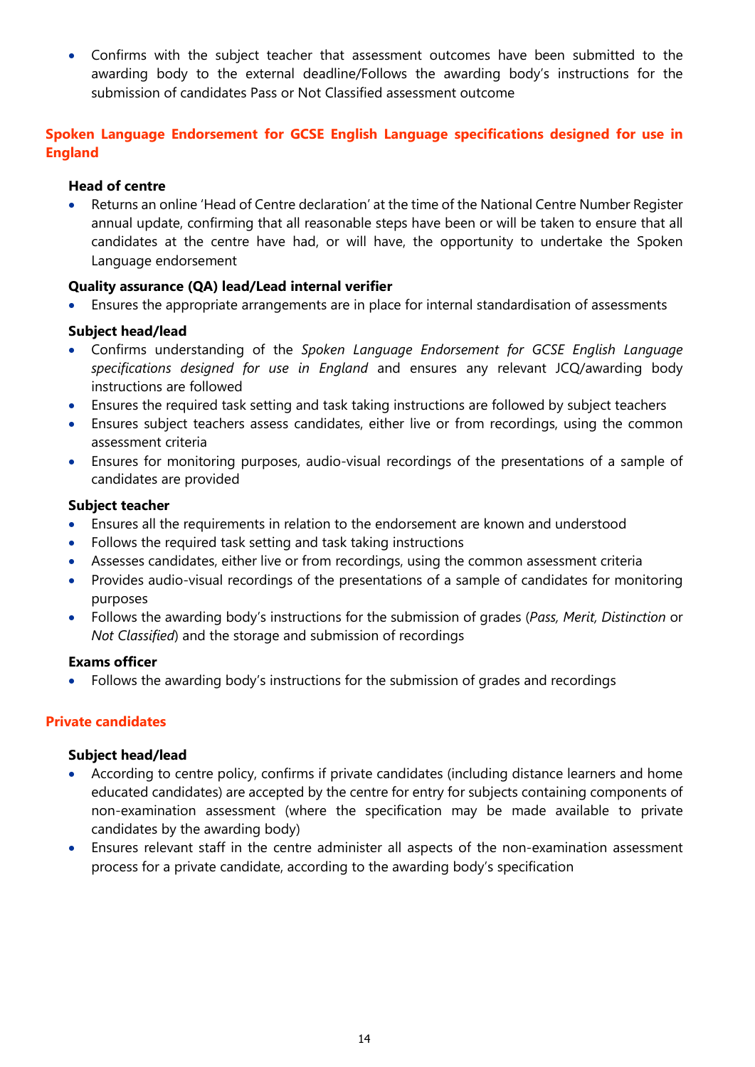- Confirms with the subject teacher that assessment outcomes have been submitted to the awarding body to the external deadline/Follows the awarding body's instructions for the submission of candidates Pass or Not Classified assessment outcome

## Spoken Language Endorsement for GCSE English Language specifications designed for use in England

**Head of centre**

- Returns an online 'Head of Centre declaration' at the time of the National Centre Number Register annual update, confirming that all reasonable steps have been or will be taken to ensure that all candidates at the centre have had, or will have, the opportunity to undertake the Spoken Language endorsement

**Quality assurance (QA) lead/Lead internal verifier**

- Ensures the appropriate arrangements are in place for internal standardisation of assessments

**Subject head/lead**

- Confirms understanding of the *Spoken Language Endorsement for GCSE English Language specifications designed for use in England* and ensures any relevant JCQ/awarding body instructions are followed
- Ensures the required task setting and task taking instructions are followed by subject teachers
- Ensures subject teachers assess candidates, either live or from recordings, using the common assessment criteria
- Ensures for monitoring purposes, audio-visual recordings of the presentations of a sample of candidates are provided

**Subject teacher**

- Ensures all the requirements in relation to the endorsement are known and understood
- Follows the required task setting and task taking instructions
- Assesses candidates, either live or from recordings, using the common assessment criteria
- Provides audio-visual recordings of the presentations of a sample of candidates for monitoring purposes
- Follows the awarding body's instructions for the submission of grades (*Pass, Merit, Distinction* or *Not Classified*) and the storage and submission of recordings

**Exams officer**

- Follows the awarding body's instructions for the submission of grades and recordings

## Private candidates

**Subject head/lead**

- According to centre policy, confirms if private candidates (including distance learners and home educated candidates) are accepted by the centre for entry for subjects containing components of non-examination assessment (where the specification may be made available to private candidates by the awarding body)
- Ensures relevant staff in the centre administer all aspects of the non-examination assessment process for a private candidate, according to the awarding body's specification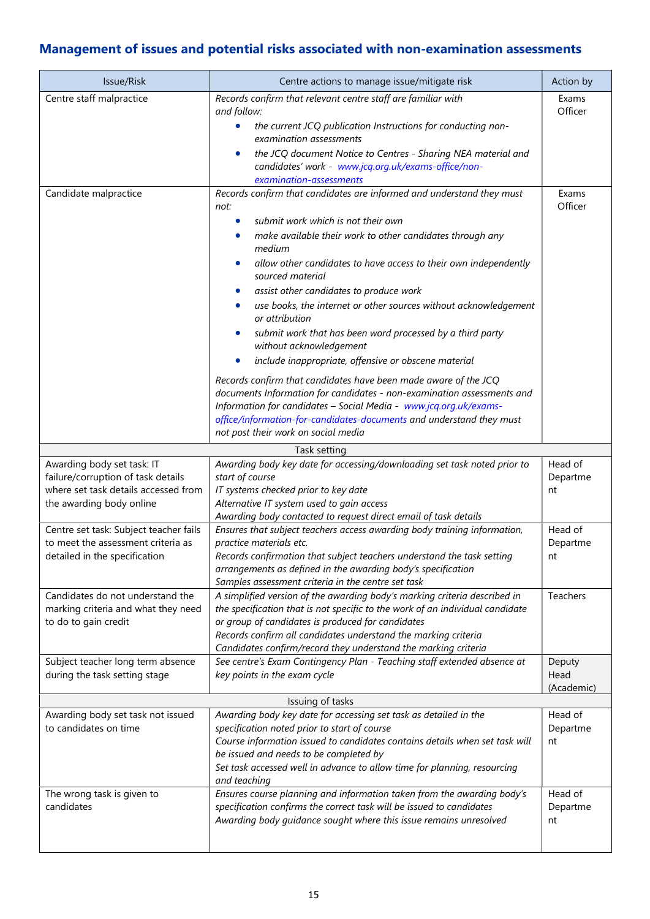## Management of issues and potential risks associated with non-examination assessments

| Issue/Risk | Centre actions to manage issue/mitigate risk | Action by |
|---|---|---|
| Centre staff malpractice | *Records confirm that relevant centre staff are familiar with and follow:*<br>• *the current JCQ publication Instructions for conducting non-examination assessments*<br>• *the JCQ document Notice to Centres - Sharing NEA material and candidates' work - [www.jcq.org.uk/exams-office/non-examination-assessments](www.jcq.org.uk/exams-office/non-examination-assessments)* | Exams Officer |
| Candidate malpractice | *Records confirm that candidates are informed and understand they must not:*<br>• *submit work which is not their own*<br>• *make available their work to other candidates through any medium*<br>• *allow other candidates to have access to their own independently sourced material*<br>• *assist other candidates to produce work*<br>• *use books, the internet or other sources without acknowledgement or attribution*<br>• *submit work that has been word processed by a third party without acknowledgement*<br>• *include inappropriate, offensive or obscene material*<br><br>*Records confirm that candidates have been made aware of the JCQ documents Information for candidates - non-examination assessments and Information for candidates – Social Media - [www.jcq.org.uk/exams-office/information-for-candidates-documents](www.jcq.org.uk/exams-office/information-for-candidates-documents) and understand they must not post their work on social media* | Exams Officer |
| **Task setting** | | |
| Awarding body set task: IT failure/corruption of task details where set task details accessed from the awarding body online | *Awarding body key date for accessing/downloading set task noted prior to start of course*<br>*IT systems checked prior to key date*<br>*Alternative IT system used to gain access*<br>*Awarding body contacted to request direct email of task details* | Head of Department |
| Centre set task: Subject teacher fails to meet the assessment criteria as detailed in the specification | *Ensures that subject teachers access awarding body training information, practice materials etc.*<br>*Records confirmation that subject teachers understand the task setting arrangements as defined in the awarding body's specification*<br>*Samples assessment criteria in the centre set task* | Head of Department |
| Candidates do not understand the marking criteria and what they need to do to gain credit | *A simplified version of the awarding body's marking criteria described in the specification that is not specific to the work of an individual candidate or group of candidates is produced for candidates*<br>*Records confirm all candidates understand the marking criteria*<br>*Candidates confirm/record they understand the marking criteria* | Teachers |
| Subject teacher long term absence during the task setting stage | *See centre's Exam Contingency Plan - Teaching staff extended absence at key points in the exam cycle* | Deputy Head (Academic) |
| **Issuing of tasks** | | |
| Awarding body set task not issued to candidates on time | *Awarding body key date for accessing set task as detailed in the specification noted prior to start of course*<br>*Course information issued to candidates contains details when set task will be issued and needs to be completed by*<br>*Set task accessed well in advance to allow time for planning, resourcing and teaching* | Head of Department |
| The wrong task is given to candidates | *Ensures course planning and information taken from the awarding body's specification confirms the correct task will be issued to candidates*<br>*Awarding body guidance sought where this issue remains unresolved* | Head of Department |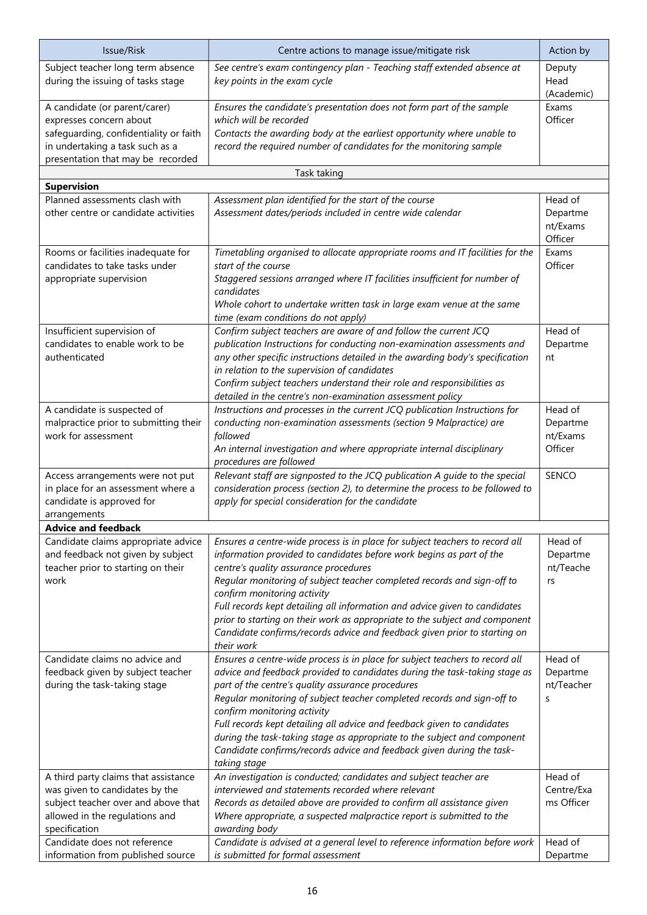| Issue/Risk | Centre actions to manage issue/mitigate risk | Action by |
|---|---|---|
| Subject teacher long term absence during the issuing of tasks stage | *See centre's exam contingency plan - Teaching staff extended absence at key points in the exam cycle* | Deputy Head (Academic) |
| A candidate (or parent/carer) expresses concern about safeguarding, confidentiality or faith in undertaking a task such as a presentation that may be recorded | *Ensures the candidate's presentation does not form part of the sample which will be recorded*<br>*Contacts the awarding body at the earliest opportunity where unable to record the required number of candidates for the monitoring sample* | Exams Officer |
| | Task taking | |
| **Supervision** | | |
| Planned assessments clash with other centre or candidate activities | *Assessment plan identified for the start of the course*<br>*Assessment dates/periods included in centre wide calendar* | Head of Department/Exams Officer |
| Rooms or facilities inadequate for candidates to take tasks under appropriate supervision | *Timetabling organised to allocate appropriate rooms and IT facilities for the start of the course*<br>*Staggered sessions arranged where IT facilities insufficient for number of candidates*<br>*Whole cohort to undertake written task in large exam venue at the same time (exam conditions do not apply)* | Exams Officer |
| Insufficient supervision of candidates to enable work to be authenticated | *Confirm subject teachers are aware of and follow the current JCQ publication Instructions for conducting non-examination assessments and any other specific instructions detailed in the awarding body's specification in relation to the supervision of candidates*<br>*Confirm subject teachers understand their role and responsibilities as detailed in the centre's non-examination assessment policy* | Head of Department |
| A candidate is suspected of malpractice prior to submitting their work for assessment | *Instructions and processes in the current JCQ publication Instructions for conducting non-examination assessments (section 9 Malpractice) are followed*<br>*An internal investigation and where appropriate internal disciplinary procedures are followed* | Head of Department/Exams Officer |
| Access arrangements were not put in place for an assessment where a candidate is approved for arrangements | *Relevant staff are signposted to the JCQ publication A guide to the special consideration process (section 2), to determine the process to be followed to apply for special consideration for the candidate* | SENCO |
| **Advice and feedback** | | |
| Candidate claims appropriate advice and feedback not given by subject teacher prior to starting on their work | *Ensures a centre-wide process is in place for subject teachers to record all information provided to candidates before work begins as part of the centre's quality assurance procedures*<br>*Regular monitoring of subject teacher completed records and sign-off to confirm monitoring activity*<br>*Full records kept detailing all information and advice given to candidates prior to starting on their work as appropriate to the subject and component*<br>*Candidate confirms/records advice and feedback given prior to starting on their work* | Head of Department/Teachers |
| Candidate claims no advice and feedback given by subject teacher during the task-taking stage | *Ensures a centre-wide process is in place for subject teachers to record all advice and feedback provided to candidates during the task-taking stage as part of the centre's quality assurance procedures*<br>*Regular monitoring of subject teacher completed records and sign-off to confirm monitoring activity*<br>*Full records kept detailing all advice and feedback given to candidates during the task-taking stage as appropriate to the subject and component*<br>*Candidate confirms/records advice and feedback given during the task-taking stage* | Head of Department/Teachers |
| A third party claims that assistance was given to candidates by the subject teacher over and above that allowed in the regulations and specification | *An investigation is conducted; candidates and subject teacher are interviewed and statements recorded where relevant*<br>*Records as detailed above are provided to confirm all assistance given*<br>*Where appropriate, a suspected malpractice report is submitted to the awarding body* | Head of Centre/Exams Officer |
| Candidate does not reference information from published source | *Candidate is advised at a general level to reference information before work is submitted for formal assessment* | Head of Departme |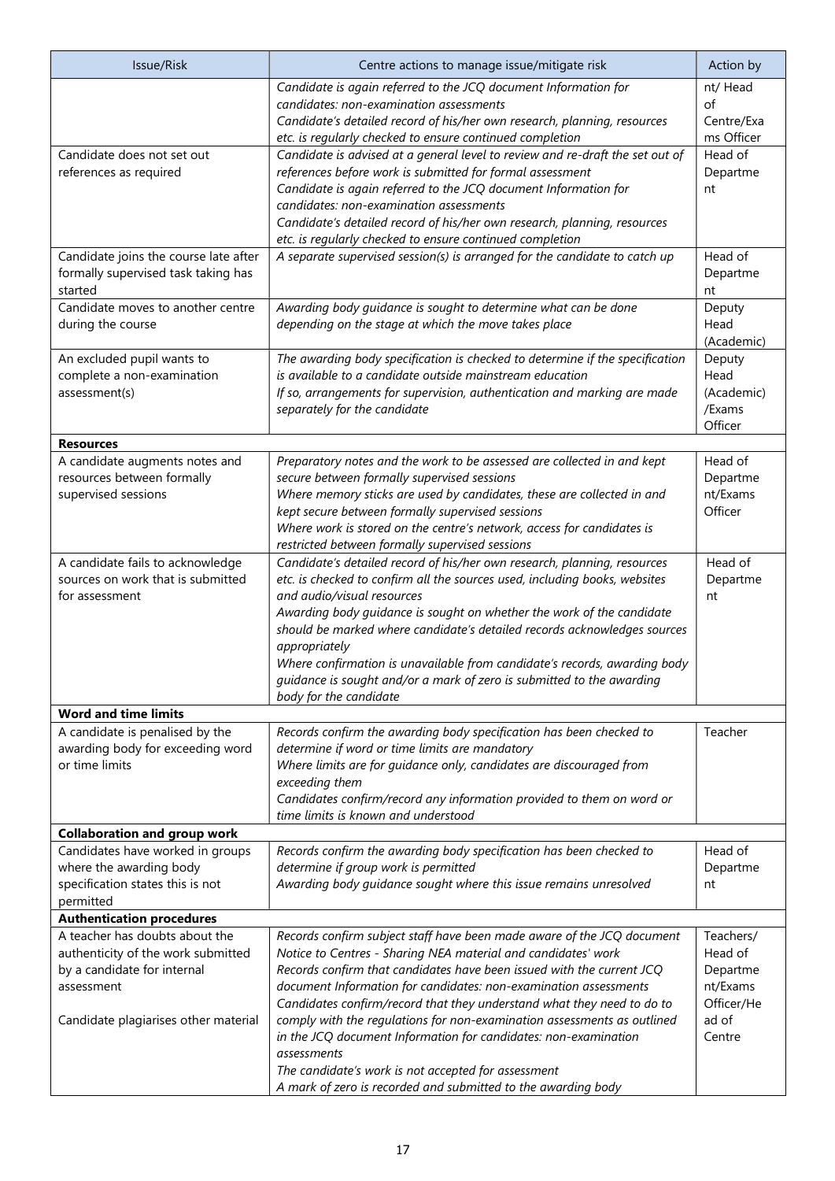| Issue/Risk | Centre actions to manage issue/mitigate risk | Action by |
|---|---|---|
| | *Candidate is again referred to the JCQ document Information for candidates: non-examination assessments*<br>*Candidate's detailed record of his/her own research, planning, resources etc. is regularly checked to ensure continued completion* | nt/ Head of Centre/Exams Officer |
| Candidate does not set out references as required | *Candidate is advised at a general level to review and re-draft the set out of references before work is submitted for formal assessment*<br>*Candidate is again referred to the JCQ document Information for candidates: non-examination assessments*<br>*Candidate's detailed record of his/her own research, planning, resources etc. is regularly checked to ensure continued completion* | Head of Department |
| Candidate joins the course late after formally supervised task taking has started | *A separate supervised session(s) is arranged for the candidate to catch up* | Head of Department |
| Candidate moves to another centre during the course | *Awarding body guidance is sought to determine what can be done depending on the stage at which the move takes place* | Deputy Head (Academic) |
| An excluded pupil wants to complete a non-examination assessment(s) | *The awarding body specification is checked to determine if the specification is available to a candidate outside mainstream education*<br>*If so, arrangements for supervision, authentication and marking are made separately for the candidate* | Deputy Head (Academic) /Exams Officer |
| **Resources** | | |
| A candidate augments notes and resources between formally supervised sessions | *Preparatory notes and the work to be assessed are collected in and kept secure between formally supervised sessions*<br>*Where memory sticks are used by candidates, these are collected in and kept secure between formally supervised sessions*<br>*Where work is stored on the centre's network, access for candidates is restricted between formally supervised sessions* | Head of Department/Exams Officer |
| A candidate fails to acknowledge sources on work that is submitted for assessment | *Candidate's detailed record of his/her own research, planning, resources etc. is checked to confirm all the sources used, including books, websites and audio/visual resources*<br>*Awarding body guidance is sought on whether the work of the candidate should be marked where candidate's detailed records acknowledges sources appropriately*<br>*Where confirmation is unavailable from candidate's records, awarding body guidance is sought and/or a mark of zero is submitted to the awarding body for the candidate* | Head of Department |
| **Word and time limits** | | |
| A candidate is penalised by the awarding body for exceeding word or time limits | *Records confirm the awarding body specification has been checked to determine if word or time limits are mandatory*<br>*Where limits are for guidance only, candidates are discouraged from exceeding them*<br>*Candidates confirm/record any information provided to them on word or time limits is known and understood* | Teacher |
| **Collaboration and group work** | | |
| Candidates have worked in groups where the awarding body specification states this is not permitted | *Records confirm the awarding body specification has been checked to determine if group work is permitted*<br>*Awarding body guidance sought where this issue remains unresolved* | Head of Department |
| **Authentication procedures** | | |
| A teacher has doubts about the authenticity of the work submitted by a candidate for internal assessment<br><br>Candidate plagiarises other material | *Records confirm subject staff have been made aware of the JCQ document Notice to Centres - Sharing NEA material and candidates' work*<br>*Records confirm that candidates have been issued with the current JCQ document Information for candidates: non-examination assessments*<br>*Candidates confirm/record that they understand what they need to do to comply with the regulations for non-examination assessments as outlined in the JCQ document Information for candidates: non-examination assessments*<br>*The candidate's work is not accepted for assessment*<br>*A mark of zero is recorded and submitted to the awarding body* | Teachers/ Head of Department/Exams Officer/Head of Centre |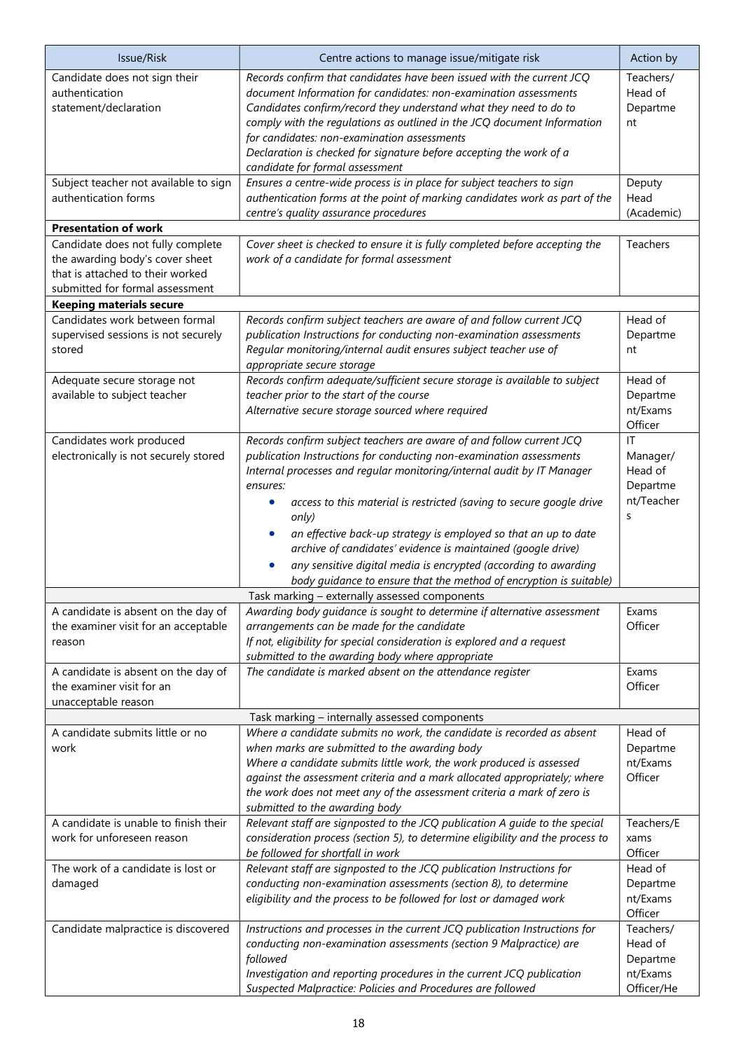| Issue/Risk | Centre actions to manage issue/mitigate risk | Action by |
|---|---|---|
| Candidate does not sign their authentication statement/declaration | *Records confirm that candidates have been issued with the current JCQ document Information for candidates: non-examination assessments* *Candidates confirm/record they understand what they need to do to comply with the regulations as outlined in the JCQ document Information for candidates: non-examination assessments* *Declaration is checked for signature before accepting the work of a candidate for formal assessment* | Teachers/ Head of Department |
| Subject teacher not available to sign authentication forms | *Ensures a centre-wide process is in place for subject teachers to sign authentication forms at the point of marking candidates work as part of the centre's quality assurance procedures* | Deputy Head (Academic) |
| **Presentation of work** | | |
| Candidate does not fully complete the awarding body's cover sheet that is attached to their worked submitted for formal assessment | *Cover sheet is checked to ensure it is fully completed before accepting the work of a candidate for formal assessment* | Teachers |
| **Keeping materials secure** | | |
| Candidates work between formal supervised sessions is not securely stored | *Records confirm subject teachers are aware of and follow current JCQ publication Instructions for conducting non-examination assessments* *Regular monitoring/internal audit ensures subject teacher use of appropriate secure storage* | Head of Department |
| Adequate secure storage not available to subject teacher | *Records confirm adequate/sufficient secure storage is available to subject teacher prior to the start of the course* *Alternative secure storage sourced where required* | Head of Department/Exams Officer |
| Candidates work produced electronically is not securely stored | *Records confirm subject teachers are aware of and follow current JCQ publication Instructions for conducting non-examination assessments* *Internal processes and regular monitoring/internal audit by IT Manager ensures:* <br>• *access to this material is restricted (saving to secure google drive only)* <br>• *an effective back-up strategy is employed so that an up to date archive of candidates' evidence is maintained (google drive)* <br>• *any sensitive digital media is encrypted (according to awarding body guidance to ensure that the method of encryption is suitable)* | IT Manager/ Head of Department/Teachers |
| Task marking – externally assessed components | | |
| A candidate is absent on the day of the examiner visit for an acceptable reason | *Awarding body guidance is sought to determine if alternative assessment arrangements can be made for the candidate* *If not, eligibility for special consideration is explored and a request submitted to the awarding body where appropriate* | Exams Officer |
| A candidate is absent on the day of the examiner visit for an unacceptable reason | *The candidate is marked absent on the attendance register* | Exams Officer |
| Task marking – internally assessed components | | |
| A candidate submits little or no work | *Where a candidate submits no work, the candidate is recorded as absent when marks are submitted to the awarding body* *Where a candidate submits little work, the work produced is assessed against the assessment criteria and a mark allocated appropriately; where the work does not meet any of the assessment criteria a mark of zero is submitted to the awarding body* | Head of Department/Exams Officer |
| A candidate is unable to finish their work for unforeseen reason | *Relevant staff are signposted to the JCQ publication A guide to the special consideration process (section 5), to determine eligibility and the process to be followed for shortfall in work* | Teachers/Exams Officer |
| The work of a candidate is lost or damaged | *Relevant staff are signposted to the JCQ publication Instructions for conducting non-examination assessments (section 8), to determine eligibility and the process to be followed for lost or damaged work* | Head of Department/Exams Officer |
| Candidate malpractice is discovered | *Instructions and processes in the current JCQ publication Instructions for conducting non-examination assessments (section 9 Malpractice) are followed* *Investigation and reporting procedures in the current JCQ publication Suspected Malpractice: Policies and Procedures are followed* | Teachers/ Head of Department/Exams Officer/He |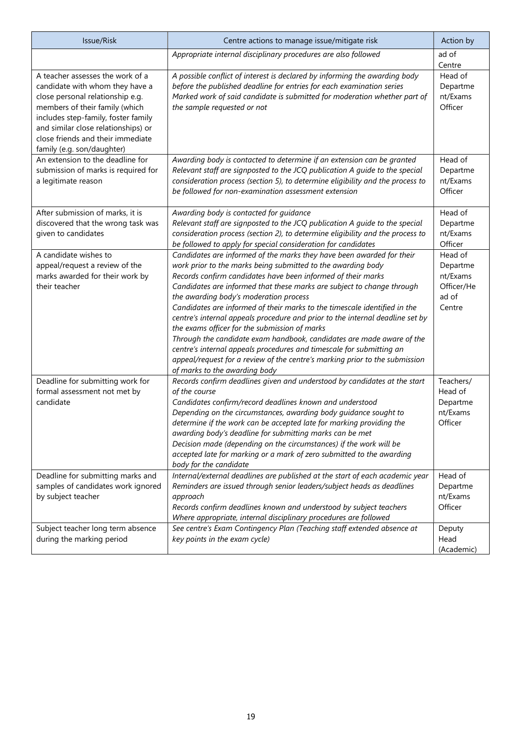| Issue/Risk | Centre actions to manage issue/mitigate risk | Action by |
|---|---|---|
| | *Appropriate internal disciplinary procedures are also followed* | ad of Centre |
| A teacher assesses the work of a candidate with whom they have a close personal relationship e.g. members of their family (which includes step-family, foster family and similar close relationships) or close friends and their immediate family (e.g. son/daughter) | *A possible conflict of interest is declared by informing the awarding body before the published deadline for entries for each examination series*<br>*Marked work of said candidate is submitted for moderation whether part of the sample requested or not* | Head of Department/Exams Officer |
| An extension to the deadline for submission of marks is required for a legitimate reason | *Awarding body is contacted to determine if an extension can be granted*<br>*Relevant staff are signposted to the JCQ publication A guide to the special consideration process (section 5), to determine eligibility and the process to be followed for non-examination assessment extension* | Head of Department/Exams Officer |
| After submission of marks, it is discovered that the wrong task was given to candidates | *Awarding body is contacted for guidance*<br>*Relevant staff are signposted to the JCQ publication A guide to the special consideration process (section 2), to determine eligibility and the process to be followed to apply for special consideration for candidates* | Head of Department/Exams Officer |
| A candidate wishes to appeal/request a review of the marks awarded for their work by their teacher | *Candidates are informed of the marks they have been awarded for their work prior to the marks being submitted to the awarding body*<br>*Records confirm candidates have been informed of their marks*<br>*Candidates are informed that these marks are subject to change through the awarding body's moderation process*<br>*Candidates are informed of their marks to the timescale identified in the centre's internal appeals procedure and prior to the internal deadline set by the exams officer for the submission of marks*<br>*Through the candidate exam handbook, candidates are made aware of the centre's internal appeals procedures and timescale for submitting an appeal/request for a review of the centre's marking prior to the submission of marks to the awarding body* | Head of Department/Exams Officer/Head of Centre |
| Deadline for submitting work for formal assessment not met by candidate | *Records confirm deadlines given and understood by candidates at the start of the course*<br>*Candidates confirm/record deadlines known and understood*<br>*Depending on the circumstances, awarding body guidance sought to determine if the work can be accepted late for marking providing the awarding body's deadline for submitting marks can be met*<br>*Decision made (depending on the circumstances) if the work will be accepted late for marking or a mark of zero submitted to the awarding body for the candidate* | Teachers/Head of Department/Exams Officer |
| Deadline for submitting marks and samples of candidates work ignored by subject teacher | *Internal/external deadlines are published at the start of each academic year*<br>*Reminders are issued through senior leaders/subject heads as deadlines approach*<br>*Records confirm deadlines known and understood by subject teachers*<br>*Where appropriate, internal disciplinary procedures are followed* | Head of Department/Exams Officer |
| Subject teacher long term absence during the marking period | *See centre's Exam Contingency Plan (Teaching staff extended absence at key points in the exam cycle)* | Deputy Head (Academic) |